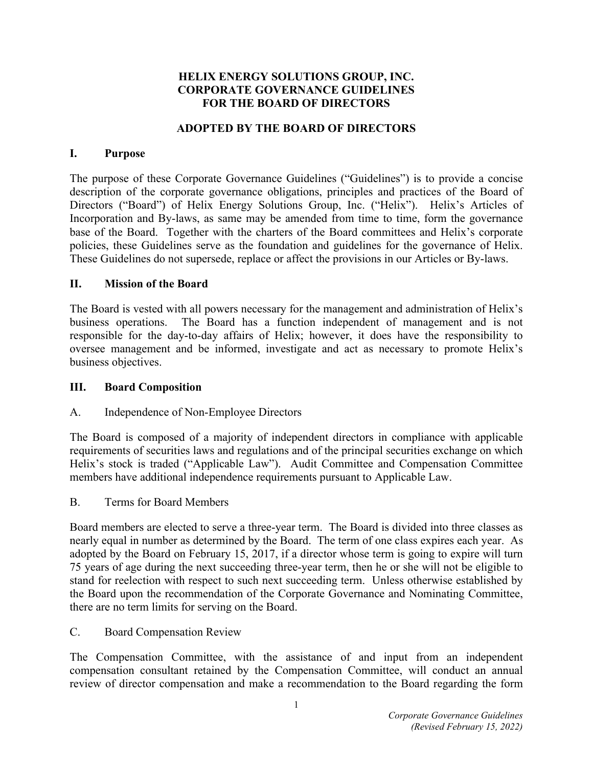# HELIX ENERGY SOLUTIONS GROUP, INC.
# CORPORATE GOVERNANCE GUIDELINES
# FOR THE BOARD OF DIRECTORS

## ADOPTED BY THE BOARD OF DIRECTORS

## I. Purpose

The purpose of these Corporate Governance Guidelines ("Guidelines") is to provide a concise description of the corporate governance obligations, principles and practices of the Board of Directors ("Board") of Helix Energy Solutions Group, Inc. ("Helix"). Helix's Articles of Incorporation and By-laws, as same may be amended from time to time, form the governance base of the Board. Together with the charters of the Board committees and Helix's corporate policies, these Guidelines serve as the foundation and guidelines for the governance of Helix. These Guidelines do not supersede, replace or affect the provisions in our Articles or By-laws.

## II. Mission of the Board

The Board is vested with all powers necessary for the management and administration of Helix's business operations. The Board has a function independent of management and is not responsible for the day-to-day affairs of Helix; however, it does have the responsibility to oversee management and be informed, investigate and act as necessary to promote Helix's business objectives.

## III. Board Composition

### A. Independence of Non-Employee Directors

The Board is composed of a majority of independent directors in compliance with applicable requirements of securities laws and regulations and of the principal securities exchange on which Helix's stock is traded ("Applicable Law"). Audit Committee and Compensation Committee members have additional independence requirements pursuant to Applicable Law.

### B. Terms for Board Members

Board members are elected to serve a three-year term. The Board is divided into three classes as nearly equal in number as determined by the Board. The term of one class expires each year. As adopted by the Board on February 15, 2017, if a director whose term is going to expire will turn 75 years of age during the next succeeding three-year term, then he or she will not be eligible to stand for reelection with respect to such next succeeding term. Unless otherwise established by the Board upon the recommendation of the Corporate Governance and Nominating Committee, there are no term limits for serving on the Board.

### C. Board Compensation Review

The Compensation Committee, with the assistance of and input from an independent compensation consultant retained by the Compensation Committee, will conduct an annual review of director compensation and make a recommendation to the Board regarding the form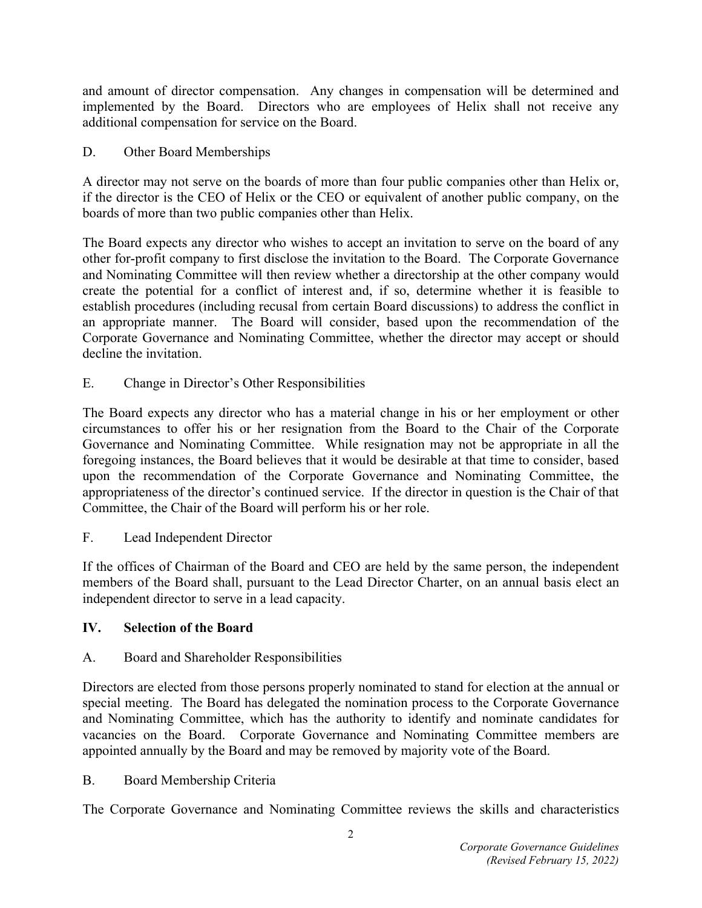and amount of director compensation. Any changes in compensation will be determined and implemented by the Board. Directors who are employees of Helix shall not receive any additional compensation for service on the Board.

D. Other Board Memberships

A director may not serve on the boards of more than four public companies other than Helix or, if the director is the CEO of Helix or the CEO or equivalent of another public company, on the boards of more than two public companies other than Helix.

The Board expects any director who wishes to accept an invitation to serve on the board of any other for-profit company to first disclose the invitation to the Board. The Corporate Governance and Nominating Committee will then review whether a directorship at the other company would create the potential for a conflict of interest and, if so, determine whether it is feasible to establish procedures (including recusal from certain Board discussions) to address the conflict in an appropriate manner. The Board will consider, based upon the recommendation of the Corporate Governance and Nominating Committee, whether the director may accept or should decline the invitation.

E. Change in Director's Other Responsibilities

The Board expects any director who has a material change in his or her employment or other circumstances to offer his or her resignation from the Board to the Chair of the Corporate Governance and Nominating Committee. While resignation may not be appropriate in all the foregoing instances, the Board believes that it would be desirable at that time to consider, based upon the recommendation of the Corporate Governance and Nominating Committee, the appropriateness of the director's continued service. If the director in question is the Chair of that Committee, the Chair of the Board will perform his or her role.

F. Lead Independent Director

If the offices of Chairman of the Board and CEO are held by the same person, the independent members of the Board shall, pursuant to the Lead Director Charter, on an annual basis elect an independent director to serve in a lead capacity.

## IV. Selection of the Board

A. Board and Shareholder Responsibilities

Directors are elected from those persons properly nominated to stand for election at the annual or special meeting. The Board has delegated the nomination process to the Corporate Governance and Nominating Committee, which has the authority to identify and nominate candidates for vacancies on the Board. Corporate Governance and Nominating Committee members are appointed annually by the Board and may be removed by majority vote of the Board.

B. Board Membership Criteria

The Corporate Governance and Nominating Committee reviews the skills and characteristics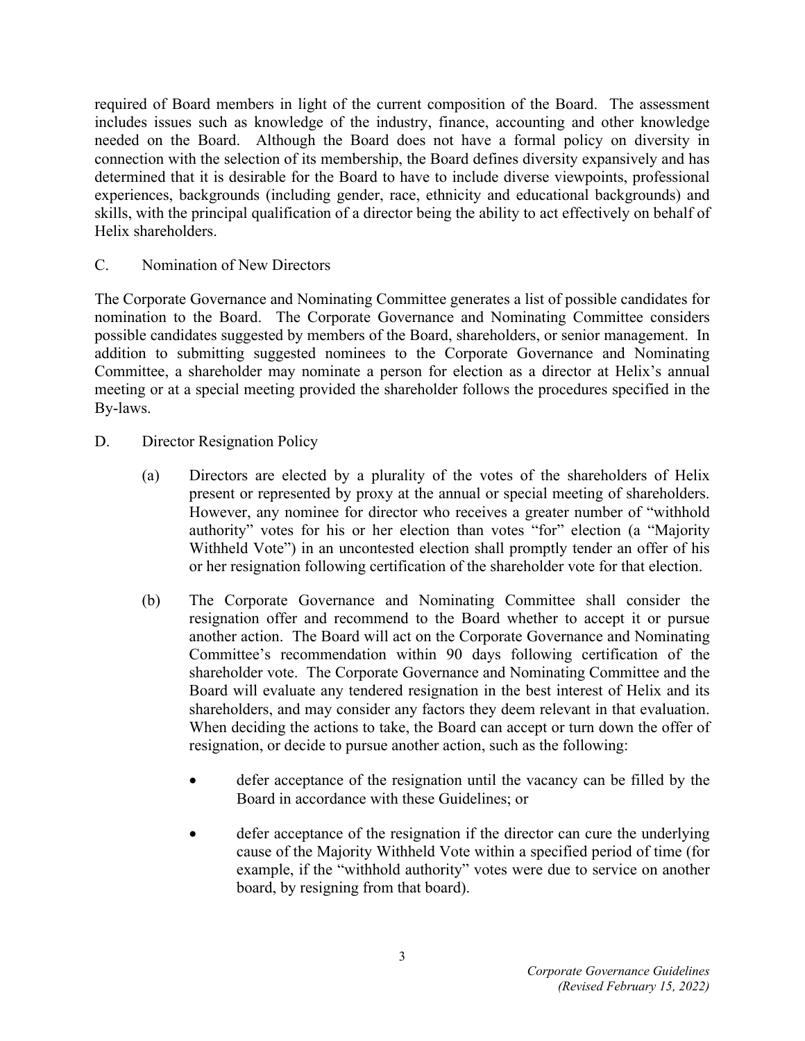required of Board members in light of the current composition of the Board. The assessment includes issues such as knowledge of the industry, finance, accounting and other knowledge needed on the Board. Although the Board does not have a formal policy on diversity in connection with the selection of its membership, the Board defines diversity expansively and has determined that it is desirable for the Board to have to include diverse viewpoints, professional experiences, backgrounds (including gender, race, ethnicity and educational backgrounds) and skills, with the principal qualification of a director being the ability to act effectively on behalf of Helix shareholders.

C. Nomination of New Directors

The Corporate Governance and Nominating Committee generates a list of possible candidates for nomination to the Board. The Corporate Governance and Nominating Committee considers possible candidates suggested by members of the Board, shareholders, or senior management. In addition to submitting suggested nominees to the Corporate Governance and Nominating Committee, a shareholder may nominate a person for election as a director at Helix's annual meeting or at a special meeting provided the shareholder follows the procedures specified in the By-laws.

D. Director Resignation Policy

(a) Directors are elected by a plurality of the votes of the shareholders of Helix present or represented by proxy at the annual or special meeting of shareholders. However, any nominee for director who receives a greater number of "withhold authority" votes for his or her election than votes "for" election (a "Majority Withheld Vote") in an uncontested election shall promptly tender an offer of his or her resignation following certification of the shareholder vote for that election.

(b) The Corporate Governance and Nominating Committee shall consider the resignation offer and recommend to the Board whether to accept it or pursue another action. The Board will act on the Corporate Governance and Nominating Committee's recommendation within 90 days following certification of the shareholder vote. The Corporate Governance and Nominating Committee and the Board will evaluate any tendered resignation in the best interest of Helix and its shareholders, and may consider any factors they deem relevant in that evaluation. When deciding the actions to take, the Board can accept or turn down the offer of resignation, or decide to pursue another action, such as the following:

- defer acceptance of the resignation until the vacancy can be filled by the Board in accordance with these Guidelines; or
- defer acceptance of the resignation if the director can cure the underlying cause of the Majority Withheld Vote within a specified period of time (for example, if the "withhold authority" votes were due to service on another board, by resigning from that board).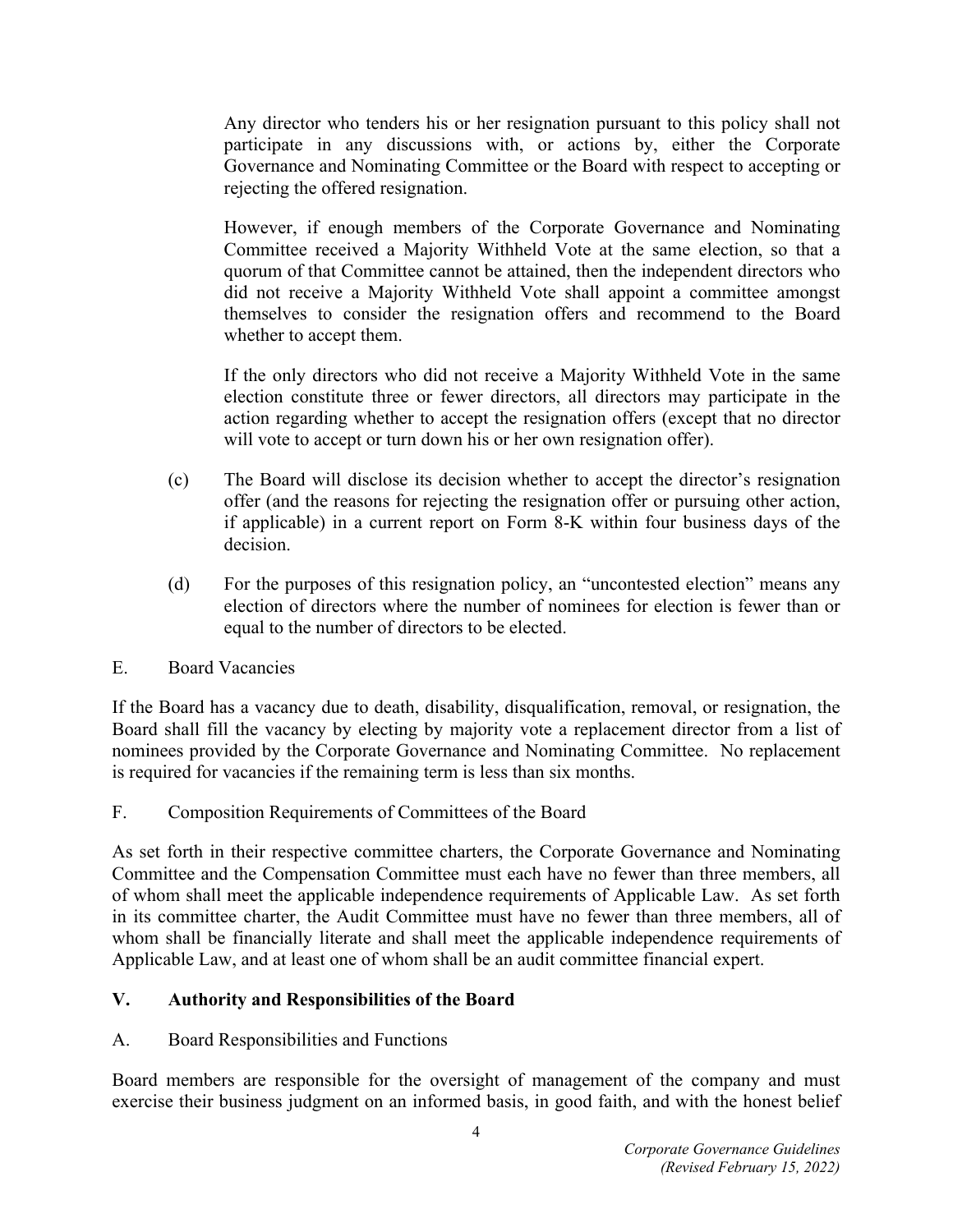Any director who tenders his or her resignation pursuant to this policy shall not participate in any discussions with, or actions by, either the Corporate Governance and Nominating Committee or the Board with respect to accepting or rejecting the offered resignation.

However, if enough members of the Corporate Governance and Nominating Committee received a Majority Withheld Vote at the same election, so that a quorum of that Committee cannot be attained, then the independent directors who did not receive a Majority Withheld Vote shall appoint a committee amongst themselves to consider the resignation offers and recommend to the Board whether to accept them.

If the only directors who did not receive a Majority Withheld Vote in the same election constitute three or fewer directors, all directors may participate in the action regarding whether to accept the resignation offers (except that no director will vote to accept or turn down his or her own resignation offer).

(c) The Board will disclose its decision whether to accept the director's resignation offer (and the reasons for rejecting the resignation offer or pursuing other action, if applicable) in a current report on Form 8-K within four business days of the decision.

(d) For the purposes of this resignation policy, an "uncontested election" means any election of directors where the number of nominees for election is fewer than or equal to the number of directors to be elected.

### E. Board Vacancies

If the Board has a vacancy due to death, disability, disqualification, removal, or resignation, the Board shall fill the vacancy by electing by majority vote a replacement director from a list of nominees provided by the Corporate Governance and Nominating Committee. No replacement is required for vacancies if the remaining term is less than six months.

### F. Composition Requirements of Committees of the Board

As set forth in their respective committee charters, the Corporate Governance and Nominating Committee and the Compensation Committee must each have no fewer than three members, all of whom shall meet the applicable independence requirements of Applicable Law. As set forth in its committee charter, the Audit Committee must have no fewer than three members, all of whom shall be financially literate and shall meet the applicable independence requirements of Applicable Law, and at least one of whom shall be an audit committee financial expert.

## V. Authority and Responsibilities of the Board

### A. Board Responsibilities and Functions

Board members are responsible for the oversight of management of the company and must exercise their business judgment on an informed basis, in good faith, and with the honest belief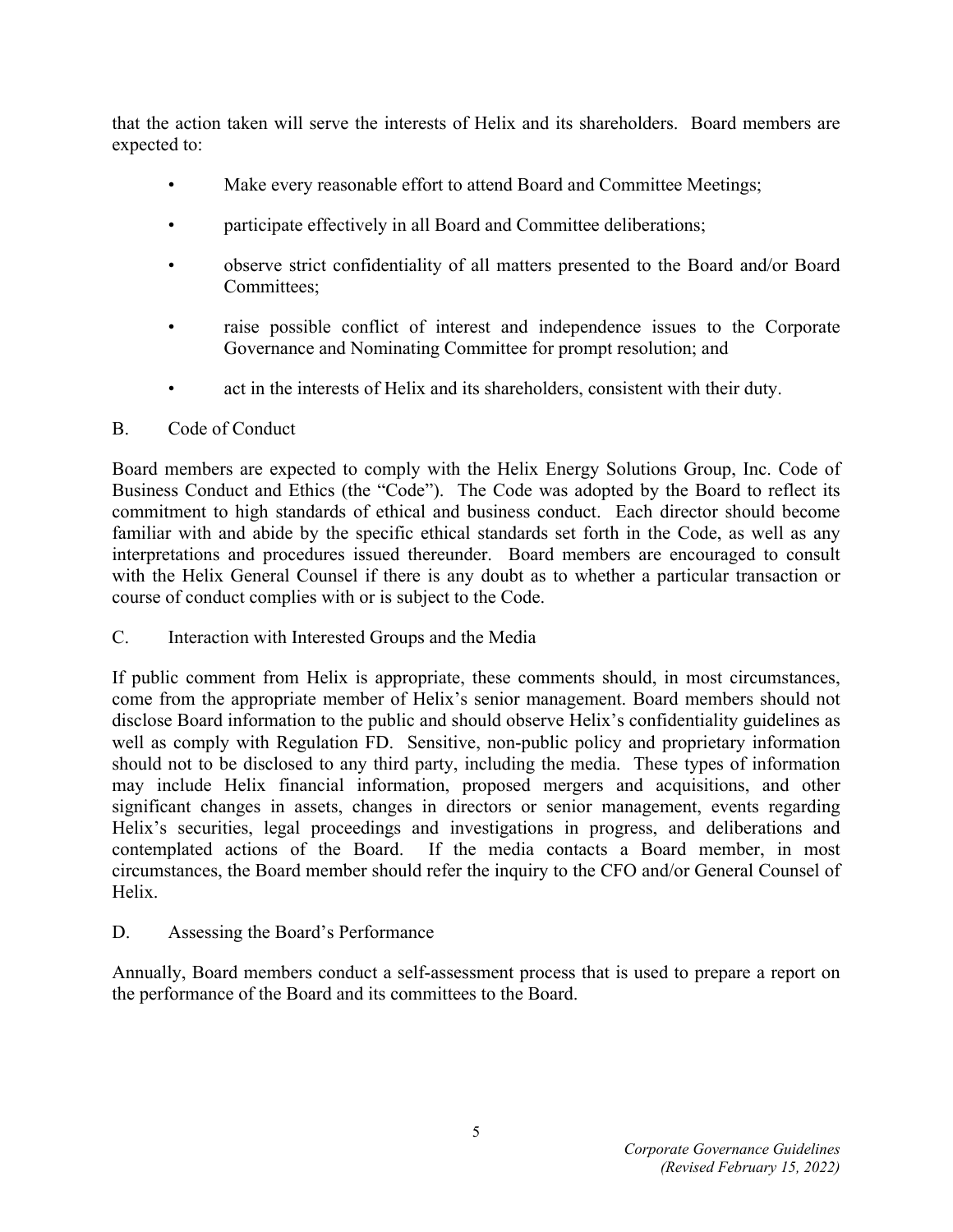that the action taken will serve the interests of Helix and its shareholders. Board members are expected to:

- Make every reasonable effort to attend Board and Committee Meetings;
- participate effectively in all Board and Committee deliberations;
- observe strict confidentiality of all matters presented to the Board and/or Board Committees;
- raise possible conflict of interest and independence issues to the Corporate Governance and Nominating Committee for prompt resolution; and
- act in the interests of Helix and its shareholders, consistent with their duty.

B. Code of Conduct

Board members are expected to comply with the Helix Energy Solutions Group, Inc. Code of Business Conduct and Ethics (the "Code"). The Code was adopted by the Board to reflect its commitment to high standards of ethical and business conduct. Each director should become familiar with and abide by the specific ethical standards set forth in the Code, as well as any interpretations and procedures issued thereunder. Board members are encouraged to consult with the Helix General Counsel if there is any doubt as to whether a particular transaction or course of conduct complies with or is subject to the Code.

C. Interaction with Interested Groups and the Media

If public comment from Helix is appropriate, these comments should, in most circumstances, come from the appropriate member of Helix's senior management. Board members should not disclose Board information to the public and should observe Helix's confidentiality guidelines as well as comply with Regulation FD. Sensitive, non-public policy and proprietary information should not to be disclosed to any third party, including the media. These types of information may include Helix financial information, proposed mergers and acquisitions, and other significant changes in assets, changes in directors or senior management, events regarding Helix's securities, legal proceedings and investigations in progress, and deliberations and contemplated actions of the Board. If the media contacts a Board member, in most circumstances, the Board member should refer the inquiry to the CFO and/or General Counsel of Helix.

D. Assessing the Board's Performance

Annually, Board members conduct a self-assessment process that is used to prepare a report on the performance of the Board and its committees to the Board.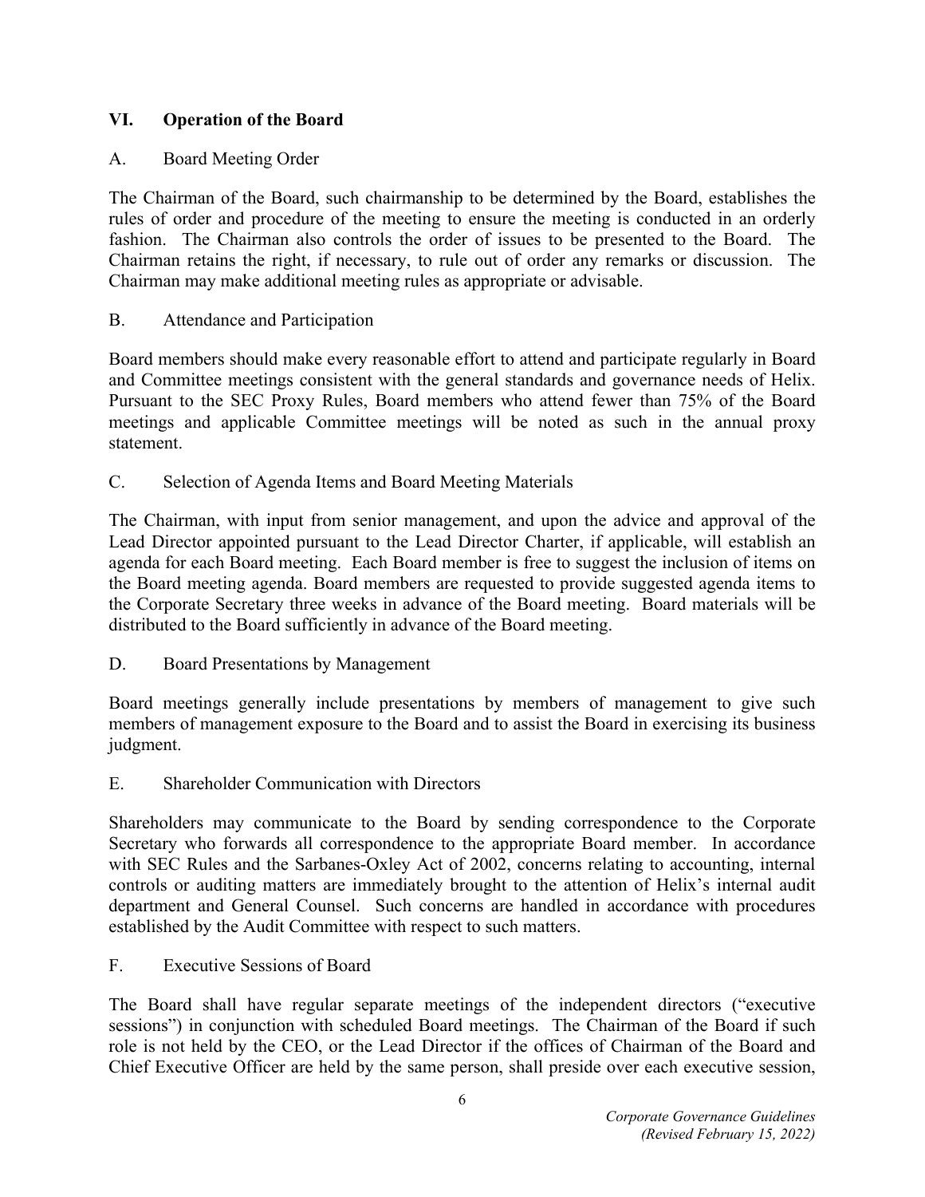## VI. Operation of the Board

### A. Board Meeting Order

The Chairman of the Board, such chairmanship to be determined by the Board, establishes the rules of order and procedure of the meeting to ensure the meeting is conducted in an orderly fashion. The Chairman also controls the order of issues to be presented to the Board. The Chairman retains the right, if necessary, to rule out of order any remarks or discussion. The Chairman may make additional meeting rules as appropriate or advisable.

### B. Attendance and Participation

Board members should make every reasonable effort to attend and participate regularly in Board and Committee meetings consistent with the general standards and governance needs of Helix. Pursuant to the SEC Proxy Rules, Board members who attend fewer than 75% of the Board meetings and applicable Committee meetings will be noted as such in the annual proxy statement.

### C. Selection of Agenda Items and Board Meeting Materials

The Chairman, with input from senior management, and upon the advice and approval of the Lead Director appointed pursuant to the Lead Director Charter, if applicable, will establish an agenda for each Board meeting. Each Board member is free to suggest the inclusion of items on the Board meeting agenda. Board members are requested to provide suggested agenda items to the Corporate Secretary three weeks in advance of the Board meeting. Board materials will be distributed to the Board sufficiently in advance of the Board meeting.

### D. Board Presentations by Management

Board meetings generally include presentations by members of management to give such members of management exposure to the Board and to assist the Board in exercising its business judgment.

### E. Shareholder Communication with Directors

Shareholders may communicate to the Board by sending correspondence to the Corporate Secretary who forwards all correspondence to the appropriate Board member. In accordance with SEC Rules and the Sarbanes-Oxley Act of 2002, concerns relating to accounting, internal controls or auditing matters are immediately brought to the attention of Helix's internal audit department and General Counsel. Such concerns are handled in accordance with procedures established by the Audit Committee with respect to such matters.

### F. Executive Sessions of Board

The Board shall have regular separate meetings of the independent directors ("executive sessions") in conjunction with scheduled Board meetings. The Chairman of the Board if such role is not held by the CEO, or the Lead Director if the offices of Chairman of the Board and Chief Executive Officer are held by the same person, shall preside over each executive session,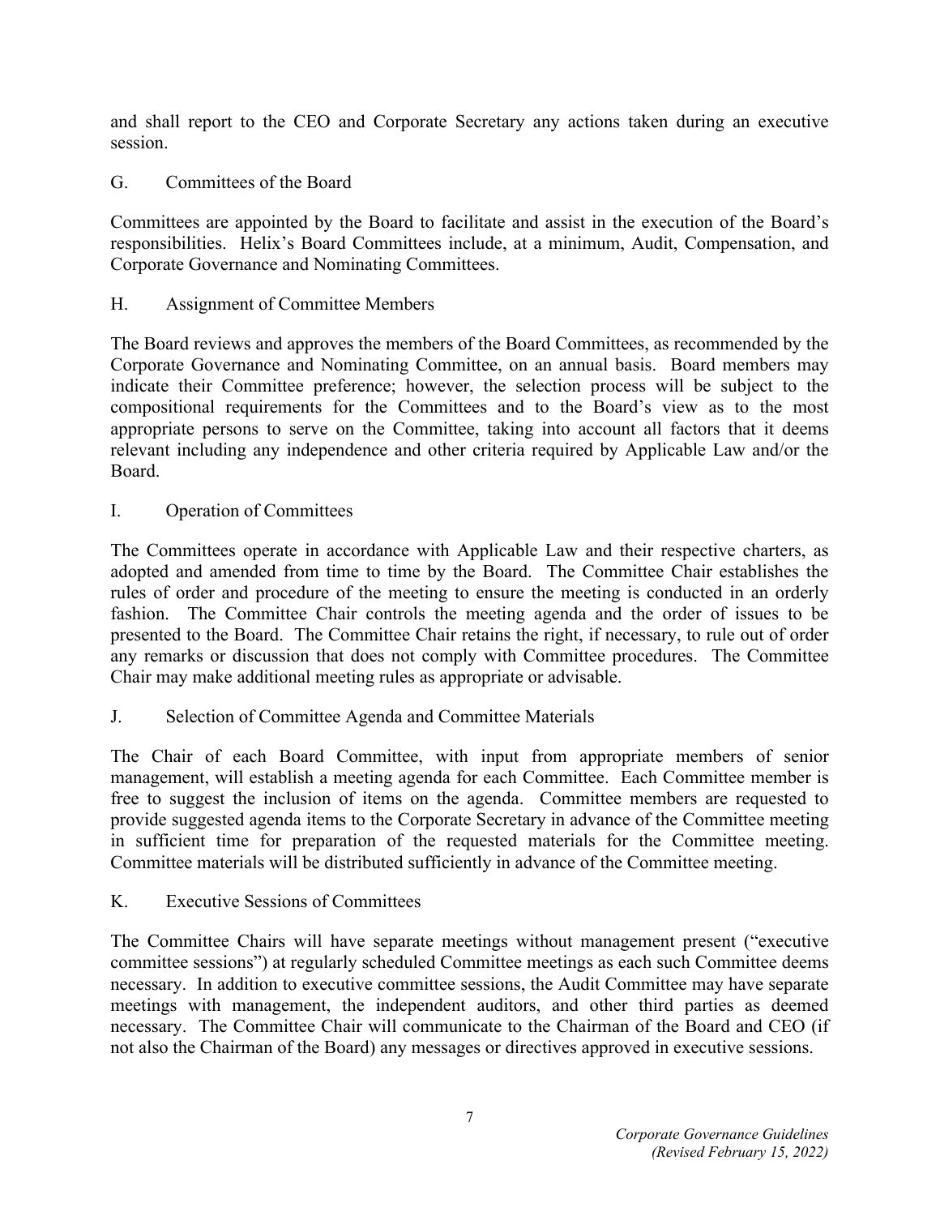and shall report to the CEO and Corporate Secretary any actions taken during an executive session.

## G. Committees of the Board

Committees are appointed by the Board to facilitate and assist in the execution of the Board's responsibilities. Helix's Board Committees include, at a minimum, Audit, Compensation, and Corporate Governance and Nominating Committees.

## H. Assignment of Committee Members

The Board reviews and approves the members of the Board Committees, as recommended by the Corporate Governance and Nominating Committee, on an annual basis. Board members may indicate their Committee preference; however, the selection process will be subject to the compositional requirements for the Committees and to the Board's view as to the most appropriate persons to serve on the Committee, taking into account all factors that it deems relevant including any independence and other criteria required by Applicable Law and/or the Board.

## I. Operation of Committees

The Committees operate in accordance with Applicable Law and their respective charters, as adopted and amended from time to time by the Board. The Committee Chair establishes the rules of order and procedure of the meeting to ensure the meeting is conducted in an orderly fashion. The Committee Chair controls the meeting agenda and the order of issues to be presented to the Board. The Committee Chair retains the right, if necessary, to rule out of order any remarks or discussion that does not comply with Committee procedures. The Committee Chair may make additional meeting rules as appropriate or advisable.

## J. Selection of Committee Agenda and Committee Materials

The Chair of each Board Committee, with input from appropriate members of senior management, will establish a meeting agenda for each Committee. Each Committee member is free to suggest the inclusion of items on the agenda. Committee members are requested to provide suggested agenda items to the Corporate Secretary in advance of the Committee meeting in sufficient time for preparation of the requested materials for the Committee meeting. Committee materials will be distributed sufficiently in advance of the Committee meeting.

## K. Executive Sessions of Committees

The Committee Chairs will have separate meetings without management present ("executive committee sessions") at regularly scheduled Committee meetings as each such Committee deems necessary. In addition to executive committee sessions, the Audit Committee may have separate meetings with management, the independent auditors, and other third parties as deemed necessary. The Committee Chair will communicate to the Chairman of the Board and CEO (if not also the Chairman of the Board) any messages or directives approved in executive sessions.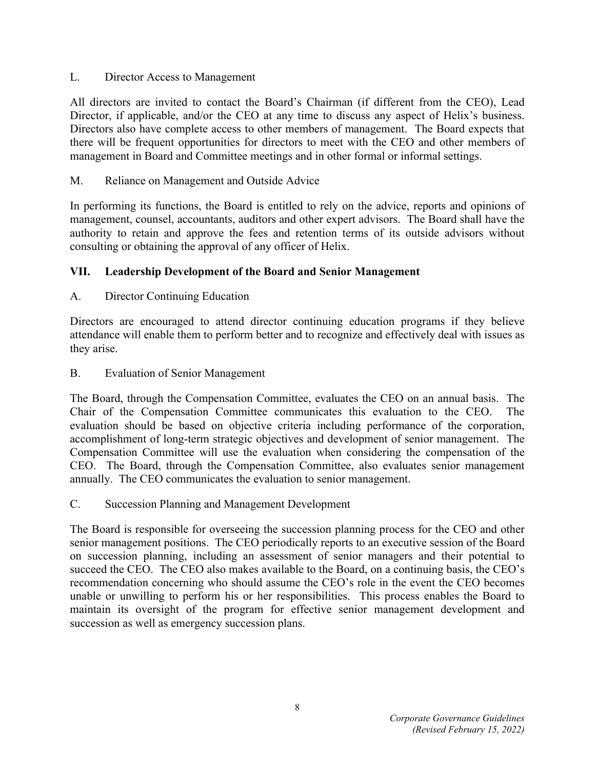L. Director Access to Management

All directors are invited to contact the Board's Chairman (if different from the CEO), Lead Director, if applicable, and/or the CEO at any time to discuss any aspect of Helix's business. Directors also have complete access to other members of management. The Board expects that there will be frequent opportunities for directors to meet with the CEO and other members of management in Board and Committee meetings and in other formal or informal settings.

M. Reliance on Management and Outside Advice

In performing its functions, the Board is entitled to rely on the advice, reports and opinions of management, counsel, accountants, auditors and other expert advisors. The Board shall have the authority to retain and approve the fees and retention terms of its outside advisors without consulting or obtaining the approval of any officer of Helix.

## VII. Leadership Development of the Board and Senior Management

A. Director Continuing Education

Directors are encouraged to attend director continuing education programs if they believe attendance will enable them to perform better and to recognize and effectively deal with issues as they arise.

B. Evaluation of Senior Management

The Board, through the Compensation Committee, evaluates the CEO on an annual basis. The Chair of the Compensation Committee communicates this evaluation to the CEO. The evaluation should be based on objective criteria including performance of the corporation, accomplishment of long-term strategic objectives and development of senior management. The Compensation Committee will use the evaluation when considering the compensation of the CEO. The Board, through the Compensation Committee, also evaluates senior management annually. The CEO communicates the evaluation to senior management.

C. Succession Planning and Management Development

The Board is responsible for overseeing the succession planning process for the CEO and other senior management positions. The CEO periodically reports to an executive session of the Board on succession planning, including an assessment of senior managers and their potential to succeed the CEO. The CEO also makes available to the Board, on a continuing basis, the CEO's recommendation concerning who should assume the CEO's role in the event the CEO becomes unable or unwilling to perform his or her responsibilities. This process enables the Board to maintain its oversight of the program for effective senior management development and succession as well as emergency succession plans.